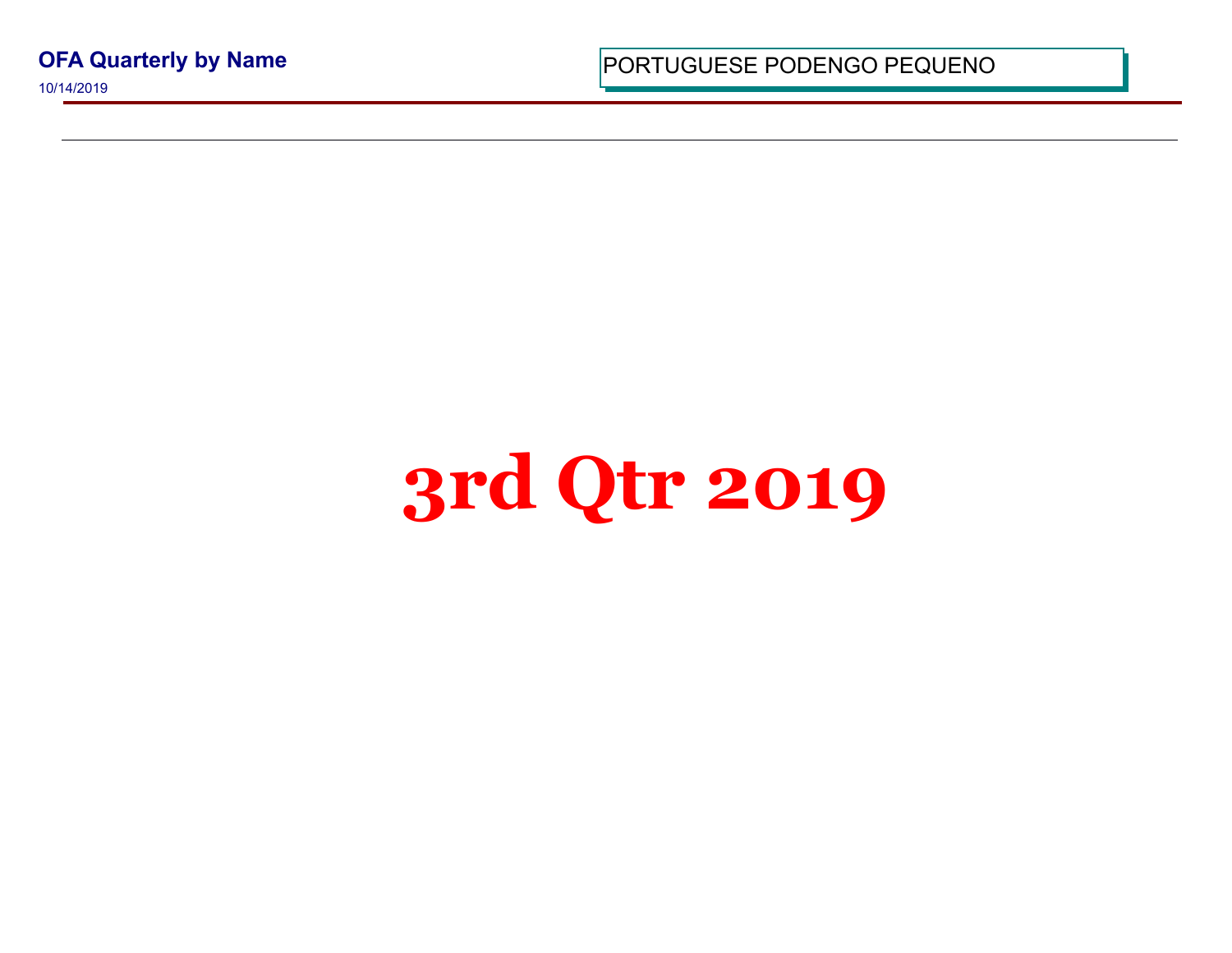**OFA Quarterly by Name**

10/14/2019

PORTUGUESE PODENGO PEQUENO

# 3rd Qtr 2019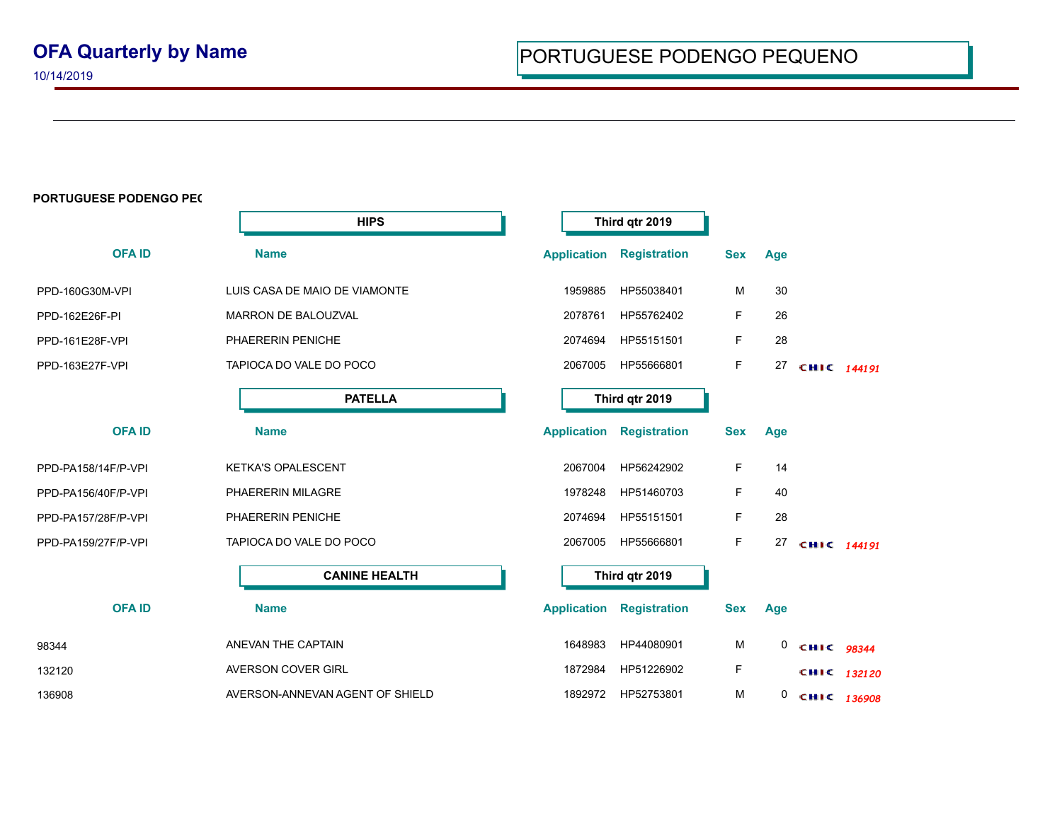# OFA Quarterly by Name

10/14/2019

PORTUGUESE PODENGO PEQUENO

**PORTUGUESE PODENGO PE(**

**HIPS** — **Third qtr 2019**

| OFA ID | Name | Application | Registration | Sex | Age | |
|---|---|---|---|---|---|---|
| PPD-160G30M-VPI | LUIS CASA DE MAIO DE VIAMONTE | 1959885 | HP55038401 | M | 30 | |
| PPD-162E26F-PI | MARRON DE BALOUZVAL | 2078761 | HP55762402 | F | 26 | |
| PPD-161E28F-VPI | PHAERERIN PENICHE | 2074694 | HP55151501 | F | 28 | |
| PPD-163E27F-VPI | TAPIOCA DO VALE DO POCO | 2067005 | HP55666801 | F | 27 | CHIC *144191* |

**PATELLA** — **Third qtr 2019**

| OFA ID | Name | Application | Registration | Sex | Age | |
|---|---|---|---|---|---|---|
| PPD-PA158/14F/P-VPI | KETKA'S OPALESCENT | 2067004 | HP56242902 | F | 14 | |
| PPD-PA156/40F/P-VPI | PHAERERIN MILAGRE | 1978248 | HP51460703 | F | 40 | |
| PPD-PA157/28F/P-VPI | PHAERERIN PENICHE | 2074694 | HP55151501 | F | 28 | |
| PPD-PA159/27F/P-VPI | TAPIOCA DO VALE DO POCO | 2067005 | HP55666801 | F | 27 | CHIC *144191* |

**CANINE HEALTH** — **Third qtr 2019**

| OFA ID | Name | Application | Registration | Sex | Age | |
|---|---|---|---|---|---|---|
| 98344 | ANEVAN THE CAPTAIN | 1648983 | HP44080901 | M | 0 | CHIC *98344* |
| 132120 | AVERSON COVER GIRL | 1872984 | HP51226902 | F | | CHIC *132120* |
| 136908 | AVERSON-ANNEVAN AGENT OF SHIELD | 1892972 | HP52753801 | M | 0 | CHIC *136908* |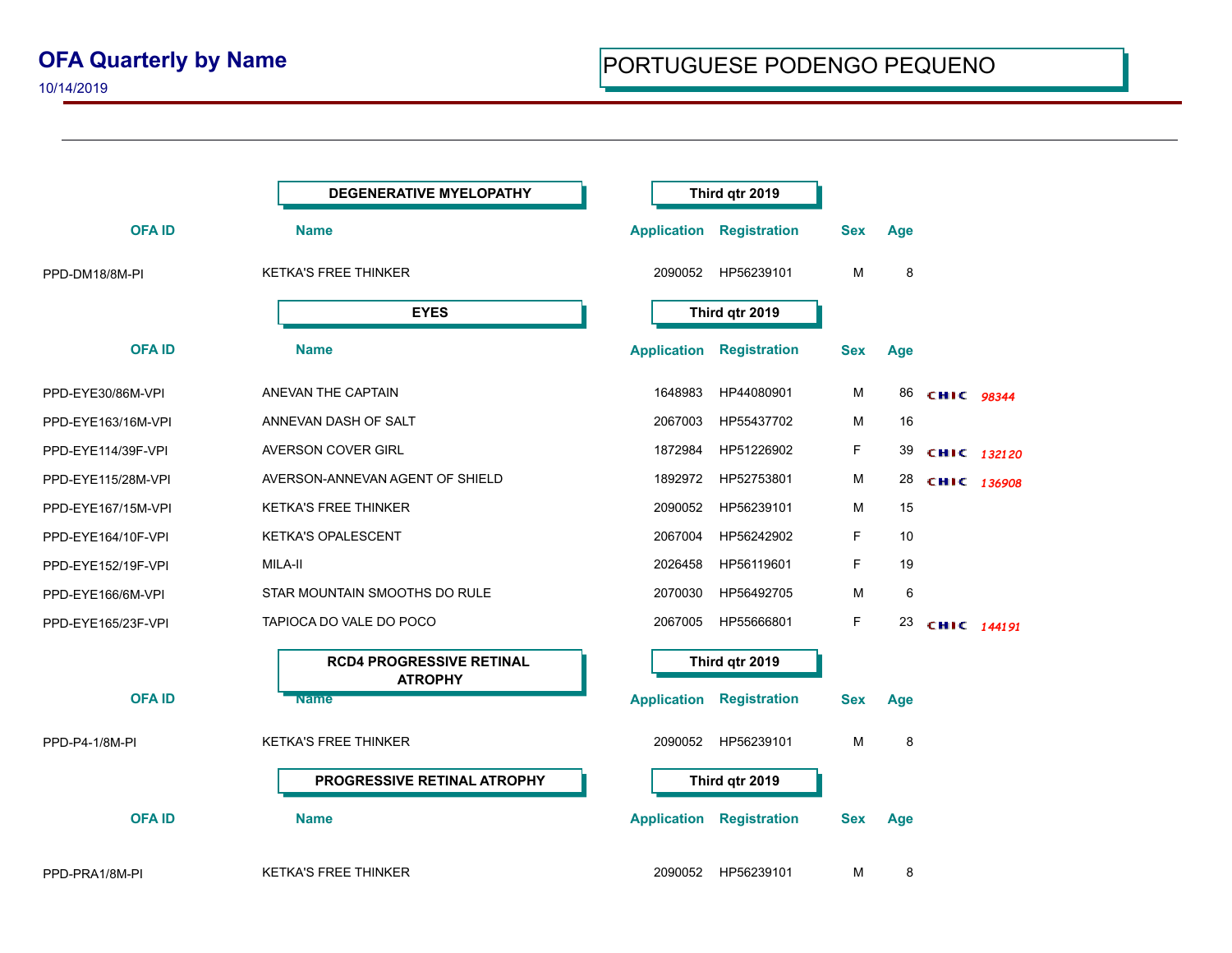# OFA Quarterly by Name

10/14/2019

## PORTUGUESE PODENGO PEQUENO

### DEGENERATIVE MYELOPATHY — Third qtr 2019

| OFA ID | Name | Application | Registration | Sex | Age | |
|---|---|---|---|---|---|---|
| PPD-DM18/8M-PI | KETKA'S FREE THINKER | 2090052 | HP56239101 | M | 8 | |

### EYES — Third qtr 2019

| OFA ID | Name | Application | Registration | Sex | Age | |
|---|---|---|---|---|---|---|
| PPD-EYE30/86M-VPI | ANEVAN THE CAPTAIN | 1648983 | HP44080901 | M | 86 | CHIC *98344* |
| PPD-EYE163/16M-VPI | ANNEVAN DASH OF SALT | 2067003 | HP55437702 | M | 16 | |
| PPD-EYE114/39F-VPI | AVERSON COVER GIRL | 1872984 | HP51226902 | F | 39 | CHIC *132120* |
| PPD-EYE115/28M-VPI | AVERSON-ANNEVAN AGENT OF SHIELD | 1892972 | HP52753801 | M | 28 | CHIC *136908* |
| PPD-EYE167/15M-VPI | KETKA'S FREE THINKER | 2090052 | HP56239101 | M | 15 | |
| PPD-EYE164/10F-VPI | KETKA'S OPALESCENT | 2067004 | HP56242902 | F | 10 | |
| PPD-EYE152/19F-VPI | MILA-II | 2026458 | HP56119601 | F | 19 | |
| PPD-EYE166/6M-VPI | STAR MOUNTAIN SMOOTHS DO RULE | 2070030 | HP56492705 | M | 6 | |
| PPD-EYE165/23F-VPI | TAPIOCA DO VALE DO POCO | 2067005 | HP55666801 | F | 23 | CHIC *144191* |

### RCD4 PROGRESSIVE RETINAL ATROPHY — Third qtr 2019

| OFA ID | Name | Application | Registration | Sex | Age | |
|---|---|---|---|---|---|---|
| PPD-P4-1/8M-PI | KETKA'S FREE THINKER | 2090052 | HP56239101 | M | 8 | |

### PROGRESSIVE RETINAL ATROPHY — Third qtr 2019

| OFA ID | Name | Application | Registration | Sex | Age | |
|---|---|---|---|---|---|---|
| PPD-PRA1/8M-PI | KETKA'S FREE THINKER | 2090052 | HP56239101 | M | 8 | |